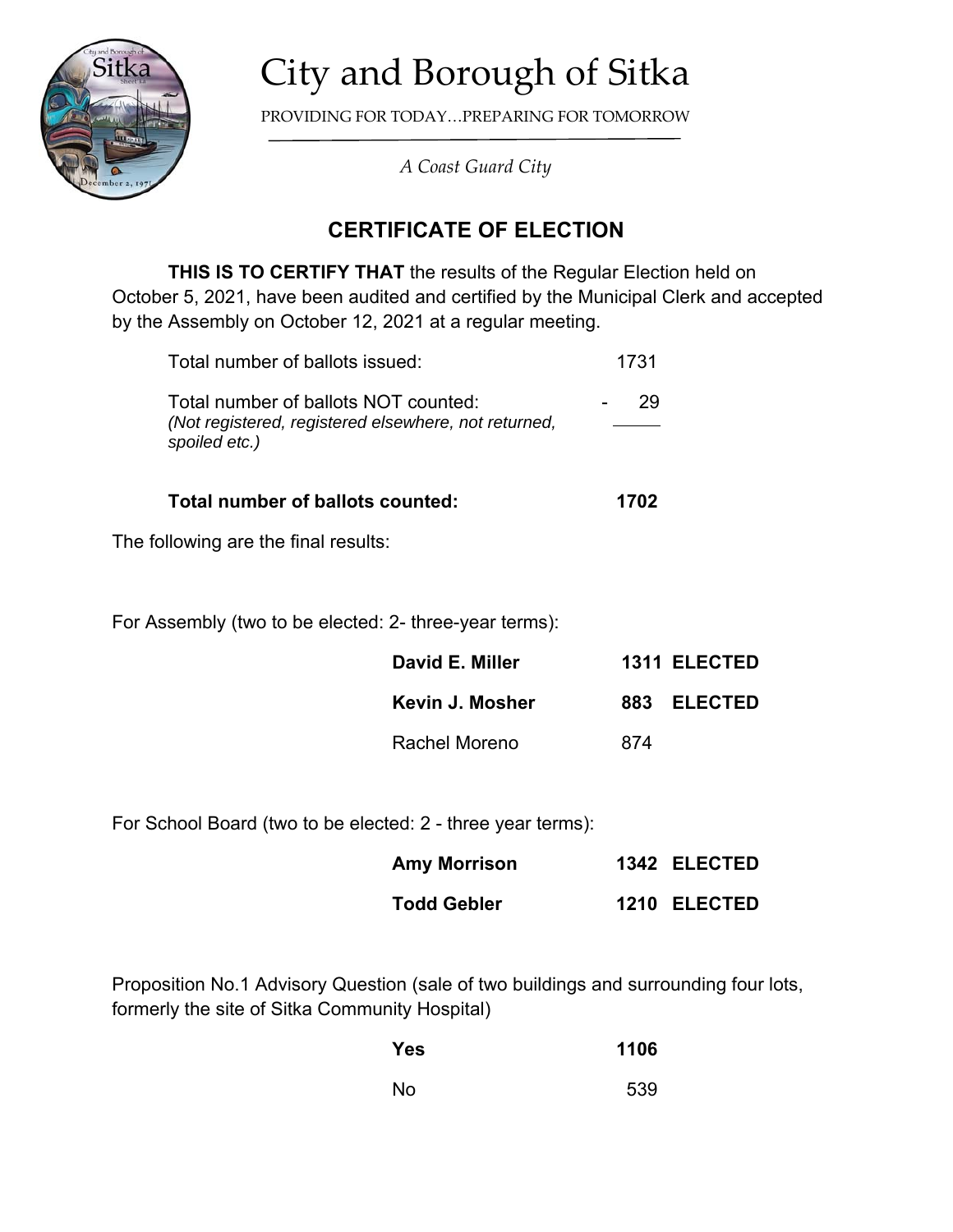# City and Borough of Sitka

PROVIDING FOR TODAY…PREPARING FOR TOMORROW

*A Coast Guard City*

## CERTIFICATE OF ELECTION

**THIS IS TO CERTIFY THAT** the results of the Regular Election held on October 5, 2021, have been audited and certified by the Municipal Clerk and accepted by the Assembly on October 12, 2021 at a regular meeting.

| | |
|---|---|
| Total number of ballots issued: | 1731 |
| Total number of ballots NOT counted: *(Not registered, registered elsewhere, not returned, spoiled etc.)* | - 29 |
| **Total number of ballots counted:** | **1702** |

The following are the final results:

For Assembly (two to be elected: 2- three-year terms):

| | | |
|---|---|---|
| **David E. Miller** | **1311** | **ELECTED** |
| **Kevin J. Mosher** | **883** | **ELECTED** |
| Rachel Moreno | 874 | |

For School Board (two to be elected: 2 - three year terms):

| | | |
|---|---|---|
| **Amy Morrison** | **1342** | **ELECTED** |
| **Todd Gebler** | **1210** | **ELECTED** |

Proposition No.1 Advisory Question (sale of two buildings and surrounding four lots, formerly the site of Sitka Community Hospital)

| | |
|---|---|
| **Yes** | **1106** |
| No | 539 |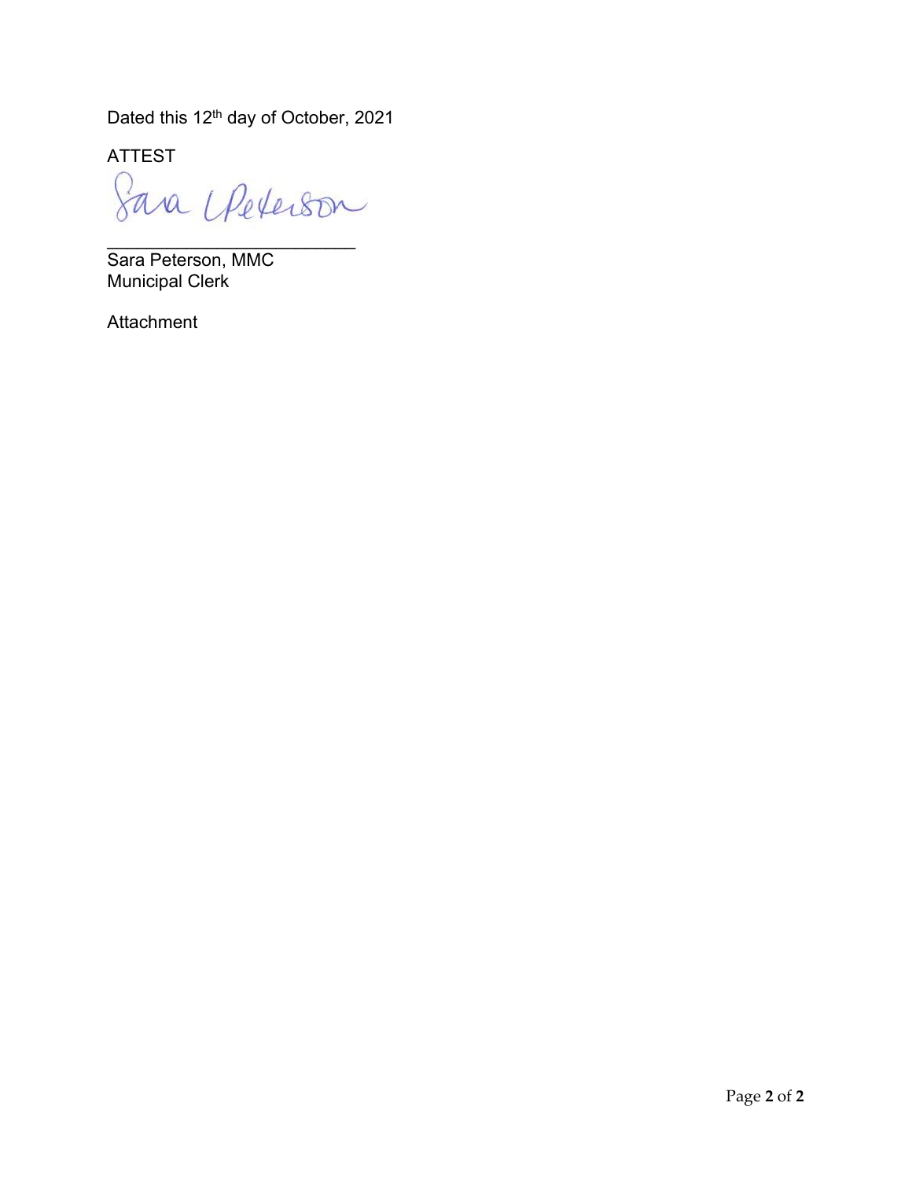Dated this 12th day of October, 2021

ATTEST

Sara Peterson

\_\_\_\_\_\_\_\_\_\_\_\_\_\_\_\_\_\_\_\_\_\_\_\_\_\_

Sara Peterson, MMC
Municipal Clerk

Attachment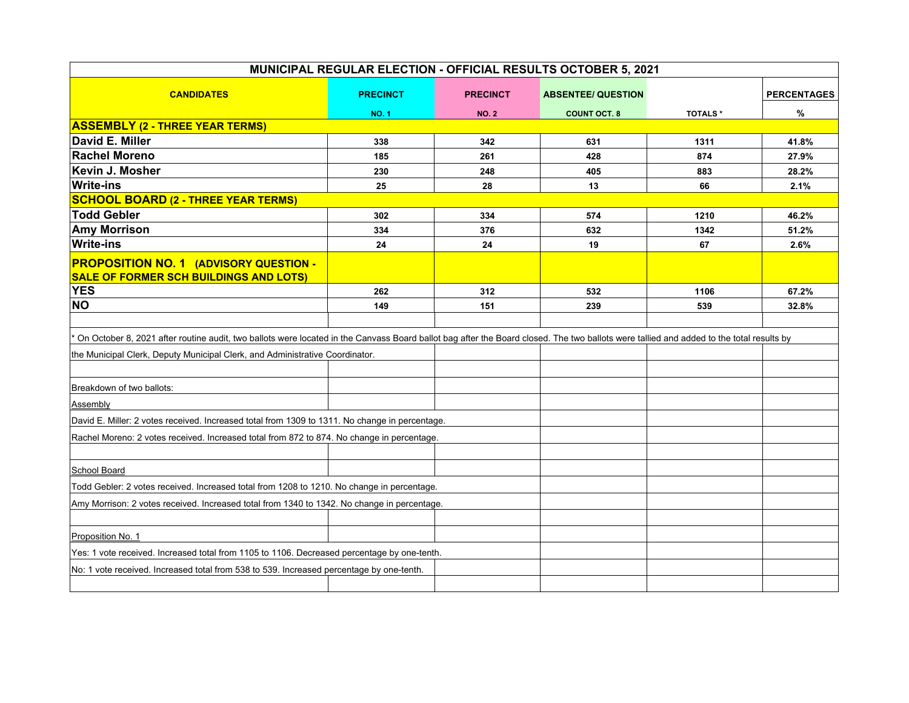| MUNICIPAL REGULAR ELECTION - OFFICIAL RESULTS OCTOBER 5, 2021 | | | | | |
|---|---|---|---|---|---|
| **CANDIDATES** | **PRECINCT NO. 1** | **PRECINCT NO. 2** | **ABSENTEE/ QUESTION COUNT OCT. 8** | **TOTALS *** | **PERCENTAGES %** |
| **ASSEMBLY (2 - THREE YEAR TERMS)** | | | | | |
| **David E. Miller** | 338 | 342 | 631 | 1311 | 41.8% |
| **Rachel Moreno** | 185 | 261 | 428 | 874 | 27.9% |
| **Kevin J. Mosher** | 230 | 248 | 405 | 883 | 28.2% |
| **Write-ins** | 25 | 28 | 13 | 66 | 2.1% |
| **SCHOOL BOARD (2 - THREE YEAR TERMS)** | | | | | |
| **Todd Gebler** | 302 | 334 | 574 | 1210 | 46.2% |
| **Amy Morrison** | 334 | 376 | 632 | 1342 | 51.2% |
| **Write-ins** | 24 | 24 | 19 | 67 | 2.6% |
| **PROPOSITION NO. 1 (ADVISORY QUESTION - SALE OF FORMER SCH BUILDINGS AND LOTS)** | | | | | |
| **YES** | 262 | 312 | 532 | 1106 | 67.2% |
| **NO** | 149 | 151 | 239 | 539 | 32.8% |

* On October 8, 2021 after routine audit, two ballots were located in the Canvass Board ballot bag after the Board closed. The two ballots were tallied and added to the total results by the Municipal Clerk, Deputy Municipal Clerk, and Administrative Coordinator.

Breakdown of two ballots:

Assembly

David E. Miller: 2 votes received. Increased total from 1309 to 1311. No change in percentage.

Rachel Moreno: 2 votes received. Increased total from 872 to 874. No change in percentage.

School Board

Todd Gebler: 2 votes received. Increased total from 1208 to 1210. No change in percentage.

Amy Morrison: 2 votes received. Increased total from 1340 to 1342. No change in percentage.

Proposition No. 1

Yes: 1 vote received. Increased total from 1105 to 1106. Decreased percentage by one-tenth.

No: 1 vote received. Increased total from 538 to 539. Increased percentage by one-tenth.